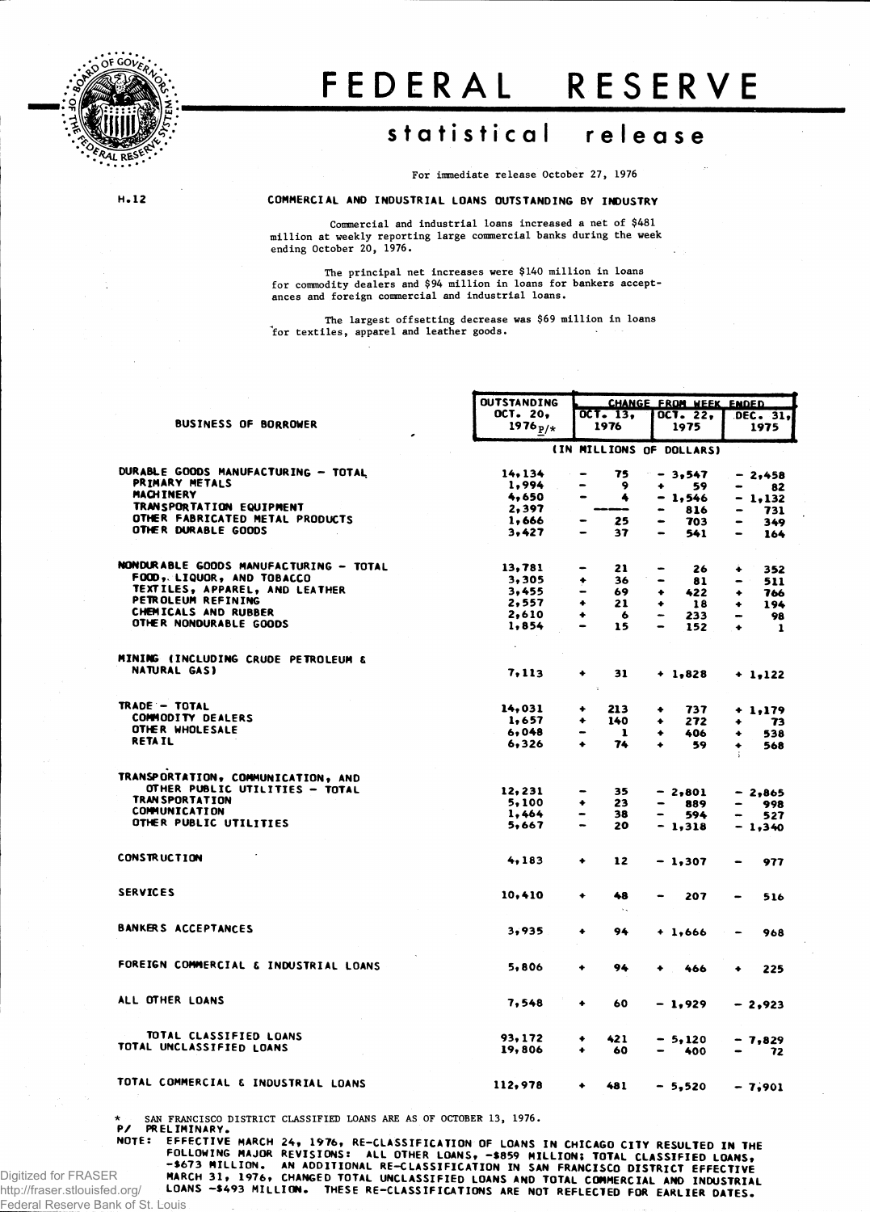# FEDERAL RESERVE

## statistical release

For immediate release October 27, 1976

H.12

### COMMERCIAL AND INDUSTRIAL LOANS OUTSTANDING BY INDUSTRY

Commercial and industrial loans increased a net of $481 million at weekly reporting large commercial banks during the week ending October 20, 1976.

The principal net increases were $140 million in loans for commodity dealers and $94 million in loans for bankers acceptances and foreign commercial and industrial loans.

The largest offsetting decrease was $69 million in loans for textiles, apparel and leather goods.

| BUSINESS OF BORROWER | OUTSTANDING OCT. 20, 1976 P/* | CHANGE FROM WEEK ENDED OCT. 13, 1976 | OCT. 22, 1975 | DEC. 31, 1975 |
|---|---|---|---|---|
| | (IN MILLIONS OF DOLLARS) | | | |
| DURABLE GOODS MANUFACTURING - TOTAL | 14,134 | - 75 | - 3,547 | - 2,458 |
| PRIMARY METALS | 1,994 | - 9 | + 59 | - 82 |
| MACHINERY | 4,650 | - 4 | - 1,546 | - 1,132 |
| TRANSPORTATION EQUIPMENT | 2,397 | ----- | - 816 | - 731 |
| OTHER FABRICATED METAL PRODUCTS | 1,666 | - 25 | - 703 | - 349 |
| OTHER DURABLE GOODS | 3,427 | - 37 | - 541 | - 164 |
| NONDURABLE GOODS MANUFACTURING - TOTAL | 13,781 | - 21 | - 26 | + 352 |
| FOOD, LIQUOR, AND TOBACCO | 3,305 | + 36 | - 81 | - 511 |
| TEXTILES, APPAREL, AND LEATHER | 3,455 | - 69 | + 422 | + 766 |
| PETROLEUM REFINING | 2,557 | + 21 | + 18 | + 194 |
| CHEMICALS AND RUBBER | 2,610 | + 6 | - 233 | - 98 |
| OTHER NONDURABLE GOODS | 1,854 | - 15 | - 152 | + 1 |
| MINING (INCLUDING CRUDE PETROLEUM & NATURAL GAS) | 7,113 | + 31 | + 1,828 | + 1,122 |
| TRADE - TOTAL | 14,031 | + 213 | + 737 | + 1,179 |
| COMMODITY DEALERS | 1,657 | + 140 | + 272 | + 73 |
| OTHER WHOLESALE | 6,048 | - 1 | + 406 | + 538 |
| RETAIL | 6,326 | + 74 | + 59 | + 568 |
| TRANSPORTATION, COMMUNICATION, AND OTHER PUBLIC UTILITIES - TOTAL | 12,231 | - 35 | - 2,801 | - 2,865 |
| TRANSPORTATION | 5,100 | + 23 | - 889 | - 998 |
| COMMUNICATION | 1,464 | - 38 | - 594 | - 527 |
| OTHER PUBLIC UTILITIES | 5,667 | - 20 | - 1,318 | - 1,340 |
| CONSTRUCTION | 4,183 | + 12 | - 1,307 | - 977 |
| SERVICES | 10,410 | + 48 | - 207 | - 516 |
| BANKERS ACCEPTANCES | 3,935 | + 94 | + 1,666 | - 968 |
| FOREIGN COMMERCIAL & INDUSTRIAL LOANS | 5,806 | + 94 | + 466 | + 225 |
| ALL OTHER LOANS | 7,548 | + 60 | - 1,929 | - 2,923 |
| TOTAL CLASSIFIED LOANS | 93,172 | + 421 | - 5,120 | - 7,829 |
| TOTAL UNCLASSIFIED LOANS | 19,806 | + 60 | - 400 | - 72 |
| TOTAL COMMERCIAL & INDUSTRIAL LOANS | 112,978 | + 481 | - 5,520 | - 7,901 |

\* SAN FRANCISCO DISTRICT CLASSIFIED LOANS ARE AS OF OCTOBER 13, 1976.

P/ PRELIMINARY.

NOTE: EFFECTIVE MARCH 24, 1976, RE-CLASSIFICATION OF LOANS IN CHICAGO CITY RESULTED IN THE FOLLOWING MAJOR REVISIONS: ALL OTHER LOANS, -$859 MILLION; TOTAL CLASSIFIED LOANS, -$673 MILLION. AN ADDITIONAL RE-CLASSIFICATION IN SAN FRANCISCO DISTRICT EFFECTIVE MARCH 31, 1976, CHANGED TOTAL UNCLASSIFIED LOANS AND TOTAL COMMERCIAL AND INDUSTRIAL LOANS -$493 MILLION. THESE RE-CLASSIFICATIONS ARE NOT REFLECTED FOR EARLIER DATES.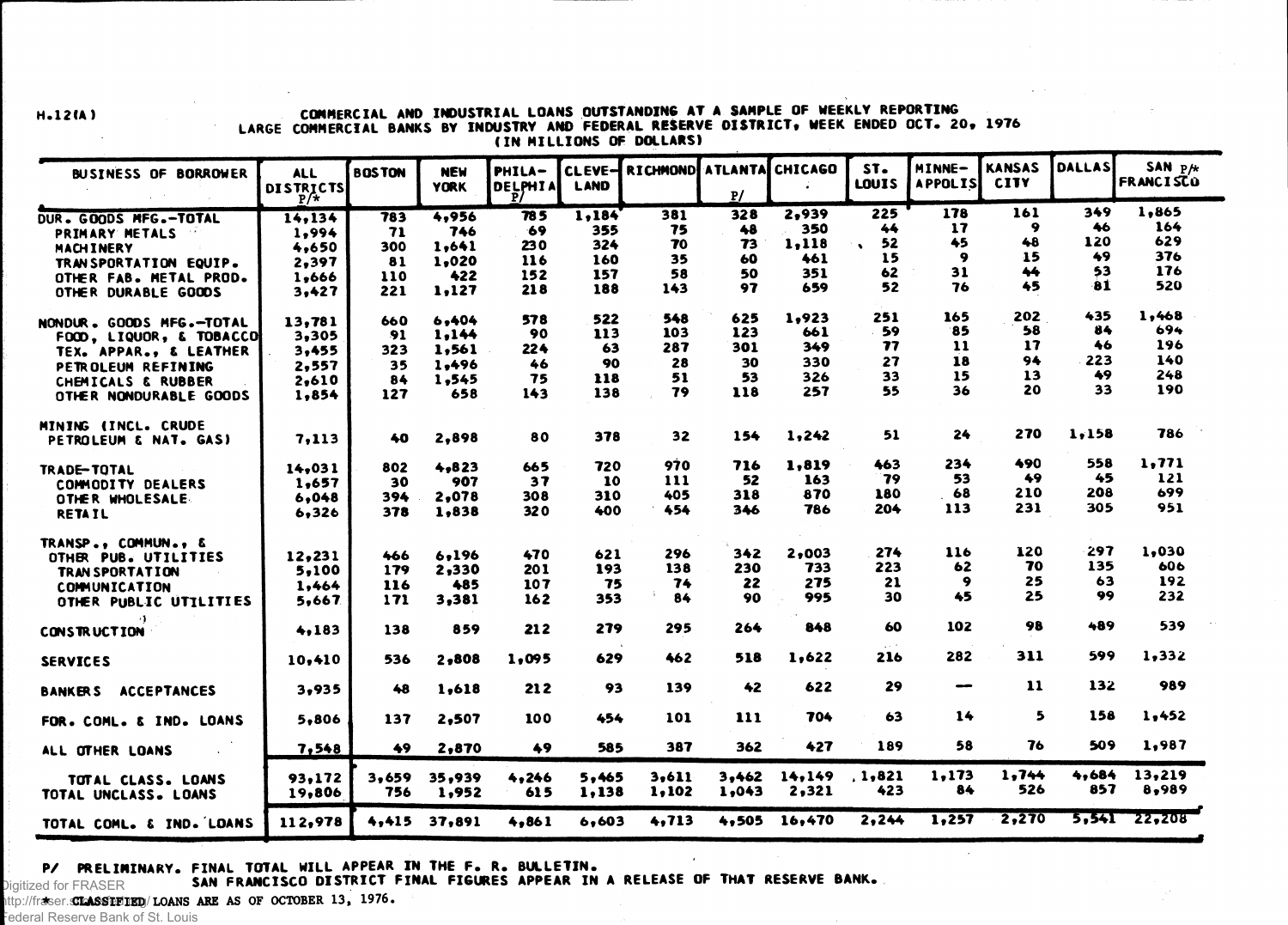H.12(A)

# COMMERCIAL AND INDUSTRIAL LOANS OUTSTANDING AT A SAMPLE OF WEEKLY REPORTING LARGE COMMERCIAL BANKS BY INDUSTRY AND FEDERAL RESERVE DISTRICT, WEEK ENDED OCT. 20, 1976
(IN MILLIONS OF DOLLARS)

| BUSINESS OF BORROWER | ALL DISTRICTS P/* | BOSTON | NEW YORK | PHILA-DELPHIA P/ | CLEVE-LAND | RICHMOND | ATLANTA P/ | CHICAGO | ST. LOUIS | MINNE-APOLIS | KANSAS CITY | DALLAS | SAN FRANCISCO P/* |
|---|---|---|---|---|---|---|---|---|---|---|---|---|---|
| DUR. GOODS MFG.-TOTAL | 14,134 | 783 | 4,956 | 785 | 1,184 | 381 | 328 | 2,939 | 225 | 178 | 161 | 349 | 1,865 |
| PRIMARY METALS | 1,994 | 71 | 746 | 69 | 355 | 75 | 48 | 350 | 44 | 17 | 9 | 46 | 164 |
| MACHINERY | 4,650 | 300 | 1,641 | 230 | 324 | 70 | 73 | 1,118 | 52 | 45 | 48 | 120 | 629 |
| TRANSPORTATION EQUIP. | 2,397 | 81 | 1,020 | 116 | 160 | 35 | 60 | 461 | 15 | 9 | 15 | 49 | 376 |
| OTHER FAB. METAL PROD. | 1,666 | 110 | 422 | 152 | 157 | 58 | 50 | 351 | 62 | 31 | 44 | 53 | 176 |
| OTHER DURABLE GOODS | 3,427 | 221 | 1,127 | 218 | 188 | 143 | 97 | 659 | 52 | 76 | 45 | 81 | 520 |
| NONDUR. GOODS MFG.-TOTAL | 13,781 | 660 | 6,404 | 578 | 522 | 548 | 625 | 1,923 | 251 | 165 | 202 | 435 | 1,468 |
| FOOD, LIQUOR, & TOBACCO | 3,305 | 91 | 1,144 | 90 | 113 | 103 | 123 | 661 | 59 | 85 | 58 | 84 | 694 |
| TEX. APPAR., & LEATHER | 3,455 | 323 | 1,561 | 224 | 63 | 287 | 301 | 349 | 77 | 11 | 17 | 46 | 196 |
| PETROLEUM REFINING | 2,557 | 35 | 1,496 | 46 | 90 | 28 | 30 | 330 | 27 | 18 | 94 | 223 | 140 |
| CHEMICALS & RUBBER | 2,610 | 84 | 1,545 | 75 | 118 | 51 | 53 | 326 | 33 | 15 | 13 | 49 | 248 |
| OTHER NONDURABLE GOODS | 1,854 | 127 | 658 | 143 | 138 | 79 | 118 | 257 | 55 | 36 | 20 | 33 | 190 |
| MINING (INCL. CRUDE PETROLEUM & NAT. GAS) | 7,113 | 40 | 2,898 | 80 | 378 | 32 | 154 | 1,242 | 51 | 24 | 270 | 1,158 | 786 |
| TRADE-TOTAL | 14,031 | 802 | 4,823 | 665 | 720 | 970 | 716 | 1,819 | 463 | 234 | 490 | 558 | 1,771 |
| COMMODITY DEALERS | 1,657 | 30 | 907 | 37 | 10 | 111 | 52 | 163 | 79 | 53 | 49 | 45 | 121 |
| OTHER WHOLESALE | 6,048 | 394 | 2,078 | 308 | 310 | 405 | 318 | 870 | 180 | 68 | 210 | 208 | 699 |
| RETAIL | 6,326 | 378 | 1,838 | 320 | 400 | 454 | 346 | 786 | 204 | 113 | 231 | 305 | 951 |
| TRANSP., COMMUN., & OTHER PUB. UTILITIES | 12,231 | 466 | 6,196 | 470 | 621 | 296 | 342 | 2,003 | 274 | 116 | 120 | 297 | 1,030 |
| TRANSPORTATION | 5,100 | 179 | 2,330 | 201 | 193 | 138 | 230 | 733 | 223 | 62 | 70 | 135 | 606 |
| COMMUNICATION | 1,464 | 116 | 485 | 107 | 75 | 74 | 22 | 275 | 21 | 9 | 25 | 63 | 192 |
| OTHER PUBLIC UTILITIES | 5,667 | 171 | 3,381 | 162 | 353 | 84 | 90 | 995 | 30 | 45 | 25 | 99 | 232 |
| CONSTRUCTION | 4,183 | 138 | 859 | 212 | 279 | 295 | 264 | 848 | 60 | 102 | 98 | 489 | 539 |
| SERVICES | 10,410 | 536 | 2,808 | 1,095 | 629 | 462 | 518 | 1,622 | 216 | 282 | 311 | 599 | 1,332 |
| BANKERS ACCEPTANCES | 3,935 | 48 | 1,618 | 212 | 93 | 139 | 42 | 622 | 29 | — | 11 | 132 | 989 |
| FOR. COML. & IND. LOANS | 5,806 | 137 | 2,507 | 100 | 454 | 101 | 111 | 704 | 63 | 14 | 5 | 158 | 1,452 |
| ALL OTHER LOANS | 7,548 | 49 | 2,870 | 49 | 585 | 387 | 362 | 427 | 189 | 58 | 76 | 509 | 1,987 |
| TOTAL CLASS. LOANS | 93,172 | 3,659 | 35,939 | 4,246 | 5,465 | 3,611 | 3,462 | 14,149 | 1,821 | 1,173 | 1,744 | 4,684 | 13,219 |
| TOTAL UNCLASS. LOANS | 19,806 | 756 | 1,952 | 615 | 1,138 | 1,102 | 1,043 | 2,321 | 423 | 84 | 526 | 857 | 8,989 |
| TOTAL COML. & IND. LOANS | 112,978 | 4,415 | 37,891 | 4,861 | 6,603 | 4,713 | 4,505 | 16,470 | 2,244 | 1,257 | 2,270 | 5,541 | 22,208 |

P/ PRELIMINARY. FINAL TOTAL WILL APPEAR IN THE F. R. BULLETIN.

SAN FRANCISCO DISTRICT FINAL FIGURES APPEAR IN A RELEASE OF THAT RESERVE BANK.

\* CLASSIFIED LOANS ARE AS OF OCTOBER 13, 1976.